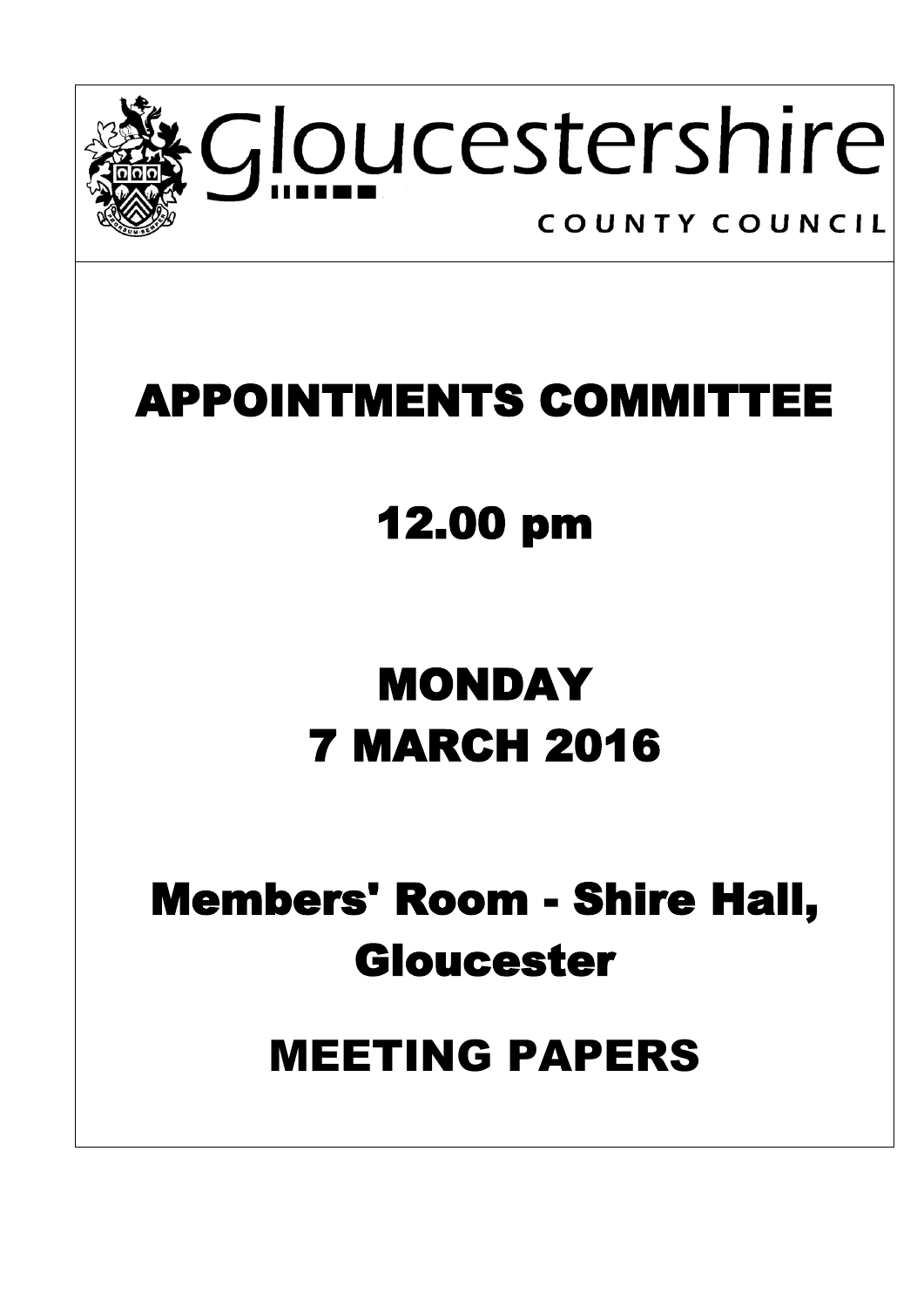Gloucestershire

COUNTY COUNCIL

# APPOINTMENTS COMMITTEE

# 12.00 pm

# MONDAY
# 7 MARCH 2016

# Members' Room - Shire Hall, Gloucester

# MEETING PAPERS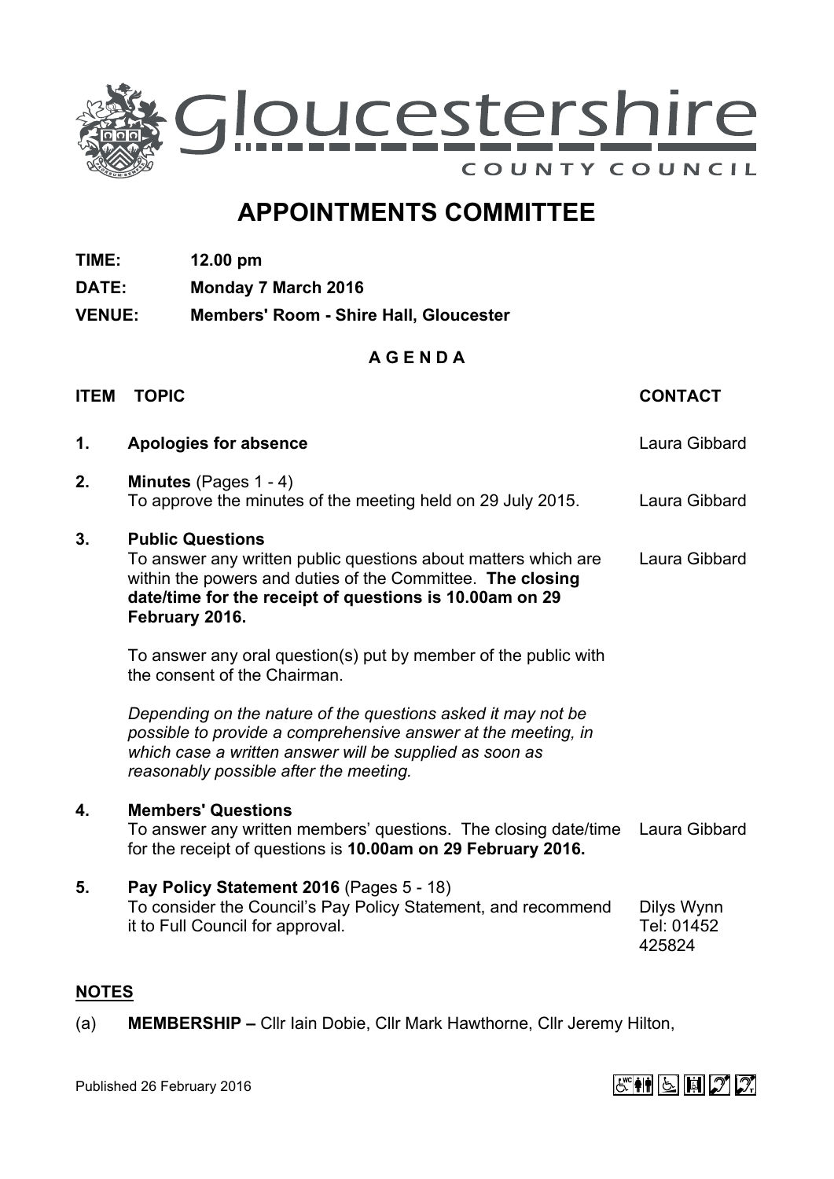Gloucestershire COUNTY COUNCIL

# APPOINTMENTS COMMITTEE

**TIME:** **12.00 pm**

**DATE:** **Monday 7 March 2016**

**VENUE:** **Members' Room - Shire Hall, Gloucester**

**A G E N D A**

| ITEM | TOPIC | CONTACT |
|---|---|---|
| 1. | **Apologies for absence** | Laura Gibbard |
| 2. | **Minutes** (Pages 1 - 4)<br>To approve the minutes of the meeting held on 29 July 2015. | Laura Gibbard |
| 3. | **Public Questions**<br>To answer any written public questions about matters which are within the powers and duties of the Committee. **The closing date/time for the receipt of questions is 10.00am on 29 February 2016.**<br><br>To answer any oral question(s) put by member of the public with the consent of the Chairman.<br><br>*Depending on the nature of the questions asked it may not be possible to provide a comprehensive answer at the meeting, in which case a written answer will be supplied as soon as reasonably possible after the meeting.* | Laura Gibbard |
| 4. | **Members' Questions**<br>To answer any written members' questions. The closing date/time for the receipt of questions is **10.00am on 29 February 2016.** | Laura Gibbard |
| 5. | **Pay Policy Statement 2016** (Pages 5 - 18)<br>To consider the Council's Pay Policy Statement, and recommend it to Full Council for approval. | Dilys Wynn<br>Tel: 01452 425824 |

## NOTES

(a) **MEMBERSHIP –** Cllr Iain Dobie, Cllr Mark Hawthorne, Cllr Jeremy Hilton,

Published 26 February 2016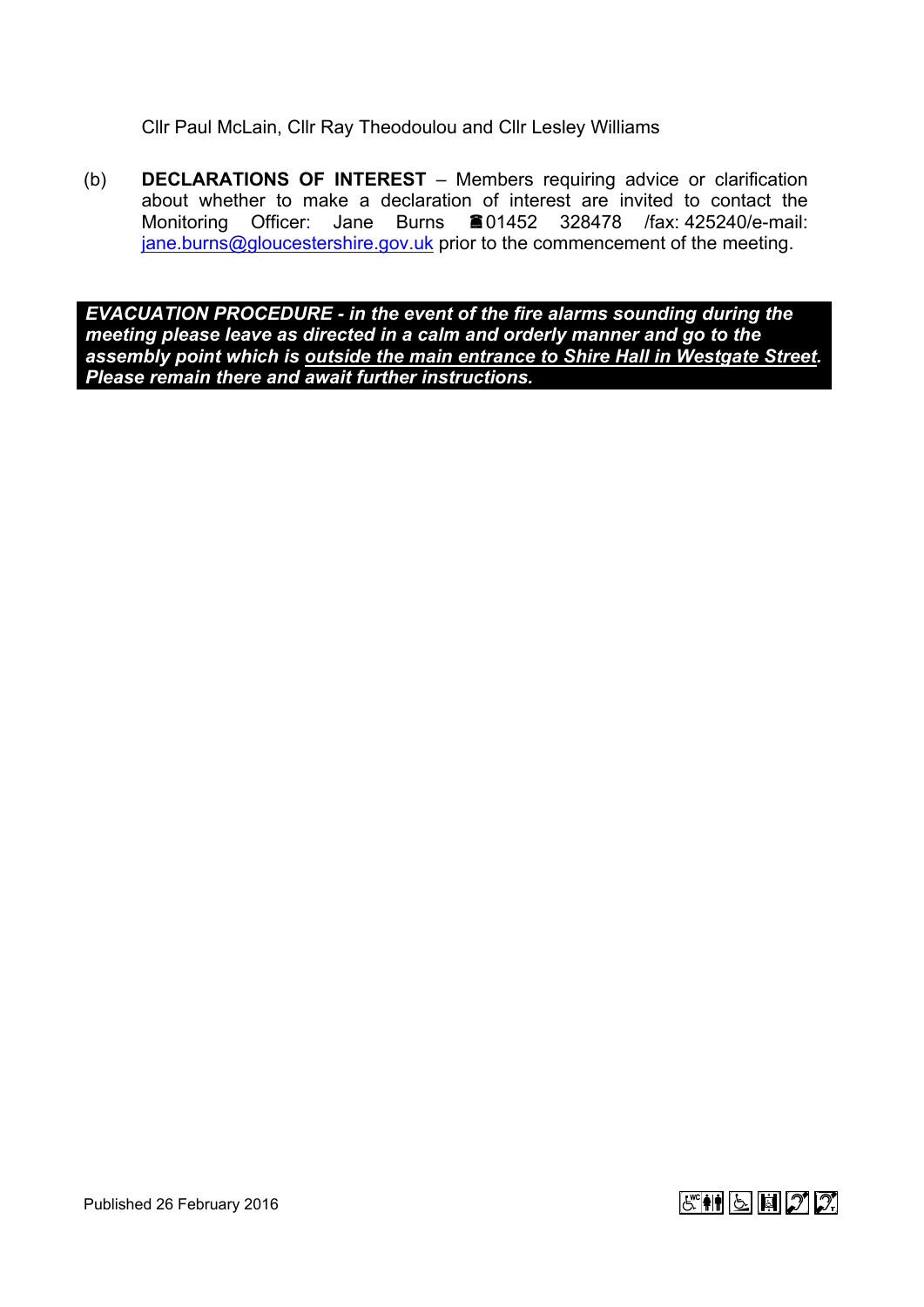Cllr Paul McLain, Cllr Ray Theodoulou and Cllr Lesley Williams

(b) **DECLARATIONS OF INTEREST** – Members requiring advice or clarification about whether to make a declaration of interest are invited to contact the Monitoring Officer: Jane Burns ☎01452 328478 /fax: 425240/e-mail: jane.burns@gloucestershire.gov.uk prior to the commencement of the meeting.

***EVACUATION PROCEDURE - in the event of the fire alarms sounding during the meeting please leave as directed in a calm and orderly manner and go to the assembly point which is outside the main entrance to Shire Hall in Westgate Street. Please remain there and await further instructions.***

Published 26 February 2016